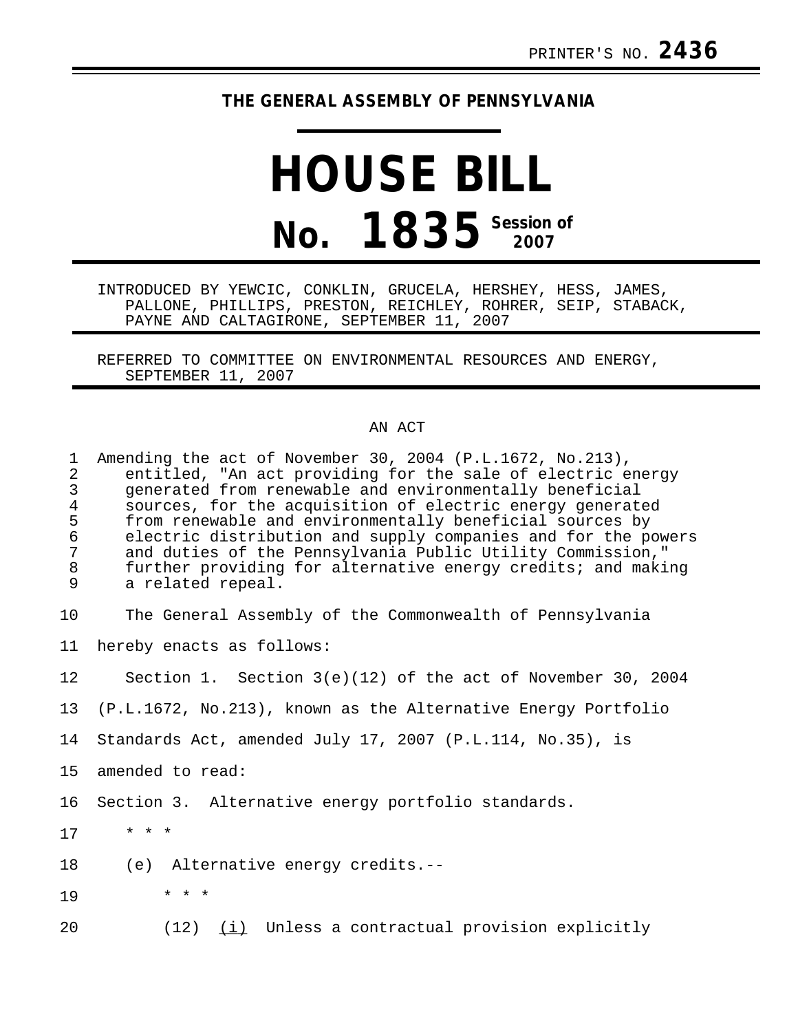PRINTER'S NO. **2436**

**THE GENERAL ASSEMBLY OF PENNSYLVANIA**

# HOUSE BILL

## No. 1835 Session of 2007

INTRODUCED BY YEWCIC, CONKLIN, GRUCELA, HERSHEY, HESS, JAMES, PALLONE, PHILLIPS, PRESTON, REICHLEY, ROHRER, SEIP, STABACK, PAYNE AND CALTAGIRONE, SEPTEMBER 11, 2007

REFERRED TO COMMITTEE ON ENVIRONMENTAL RESOURCES AND ENERGY, SEPTEMBER 11, 2007

AN ACT

1 Amending the act of November 30, 2004 (P.L.1672, No.213),
2 entitled, "An act providing for the sale of electric energy
3 generated from renewable and environmentally beneficial
4 sources, for the acquisition of electric energy generated
5 from renewable and environmentally beneficial sources by
6 electric distribution and supply companies and for the powers
7 and duties of the Pennsylvania Public Utility Commission,"
8 further providing for alternative energy credits; and making
9 a related repeal.

10 The General Assembly of the Commonwealth of Pennsylvania
11 hereby enacts as follows:

12 Section 1. Section 3(e)(12) of the act of November 30, 2004
13 (P.L.1672, No.213), known as the Alternative Energy Portfolio
14 Standards Act, amended July 17, 2007 (P.L.114, No.35), is
15 amended to read:

16 Section 3. Alternative energy portfolio standards.

17 * * *

18 (e) Alternative energy credits.--

19 * * *

20 (12) <u>(i)</u> Unless a contractual provision explicitly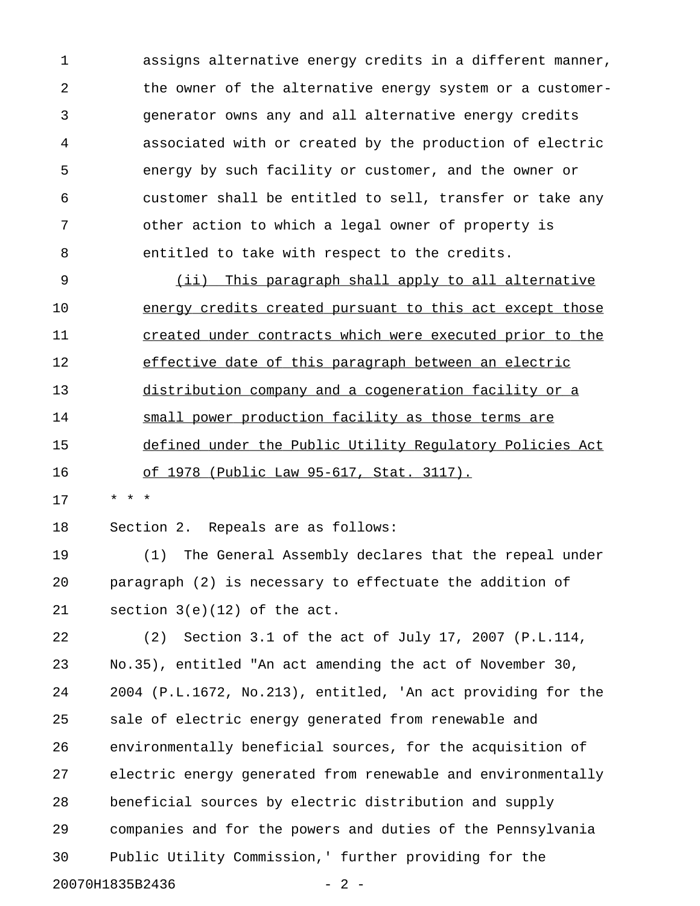assigns alternative energy credits in a different manner, the owner of the alternative energy system or a customer-generator owns any and all alternative energy credits associated with or created by the production of electric energy by such facility or customer, and the owner or customer shall be entitled to sell, transfer or take any other action to which a legal owner of property is entitled to take with respect to the credits.

<u>(ii) This paragraph shall apply to all alternative energy credits created pursuant to this act except those created under contracts which were executed prior to the effective date of this paragraph between an electric distribution company and a cogeneration facility or a small power production facility as those terms are defined under the Public Utility Regulatory Policies Act of 1978 (Public Law 95-617, Stat. 3117).</u>

* * *

Section 2. Repeals are as follows:

(1) The General Assembly declares that the repeal under paragraph (2) is necessary to effectuate the addition of section 3(e)(12) of the act.

(2) Section 3.1 of the act of July 17, 2007 (P.L.114, No.35), entitled "An act amending the act of November 30, 2004 (P.L.1672, No.213), entitled, 'An act providing for the sale of electric energy generated from renewable and environmentally beneficial sources, for the acquisition of electric energy generated from renewable and environmentally beneficial sources by electric distribution and supply companies and for the powers and duties of the Pennsylvania Public Utility Commission,' further providing for the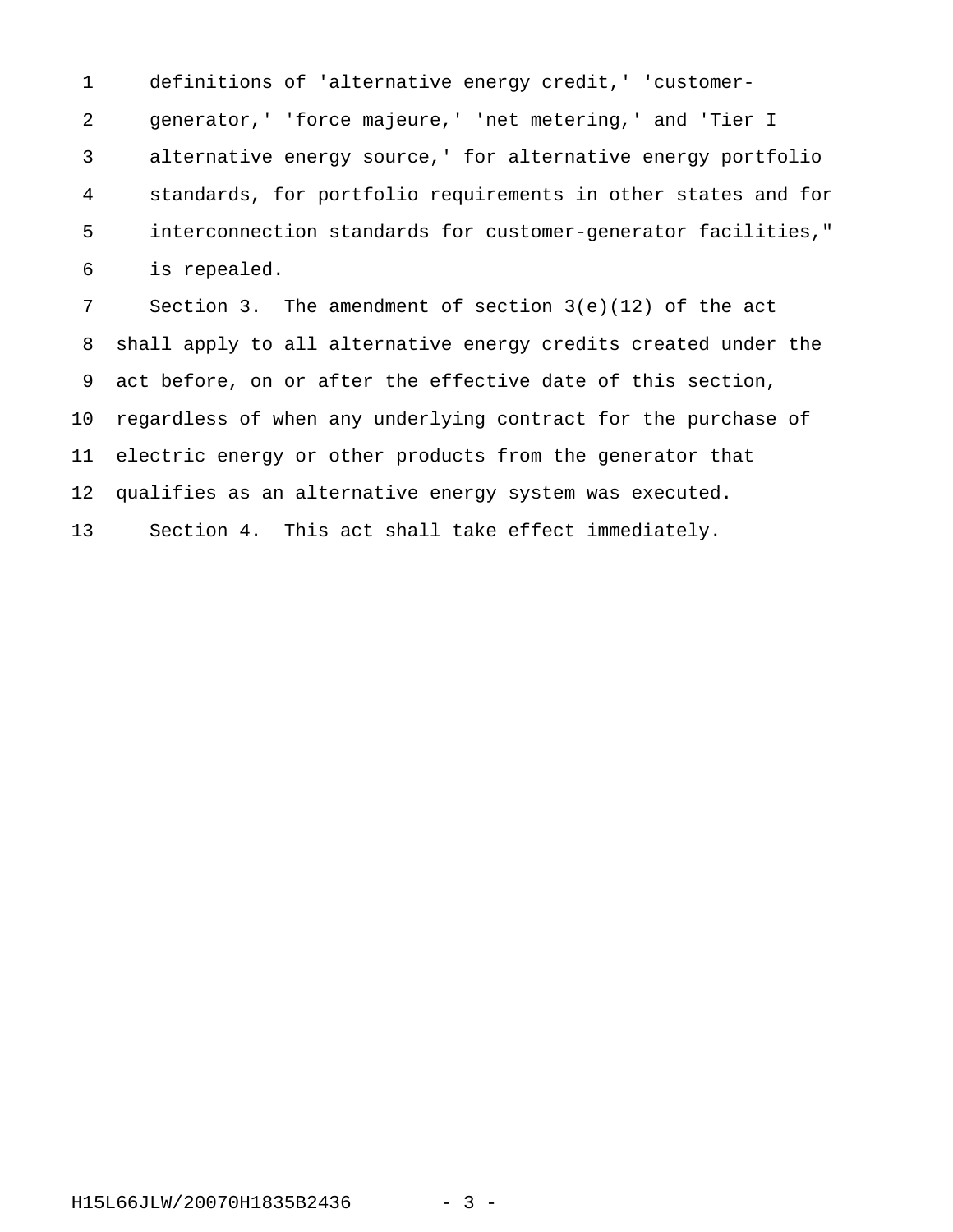definitions of 'alternative energy credit,' 'customer-generator,' 'force majeure,' 'net metering,' and 'Tier I alternative energy source,' for alternative energy portfolio standards, for portfolio requirements in other states and for interconnection standards for customer-generator facilities," is repealed.

Section 3. The amendment of section 3(e)(12) of the act shall apply to all alternative energy credits created under the act before, on or after the effective date of this section, regardless of when any underlying contract for the purchase of electric energy or other products from the generator that qualifies as an alternative energy system was executed.

Section 4. This act shall take effect immediately.